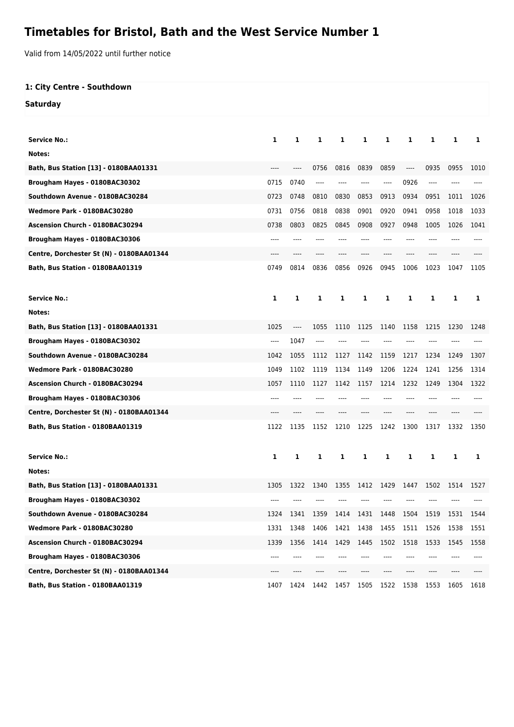# Timetables for Bristol, Bath and the West Service Number 1

Valid from 14/05/2022 until further notice

## 1: City Centre - Southdown

### Saturday

| Service No.: | 1 | 1 | 1 | 1 | 1 | 1 | 1 | 1 | 1 | 1 |
|---|---|---|---|---|---|---|---|---|---|---|
| Notes: | | | | | | | | | | |
| Bath, Bus Station [13] - 0180BAA01331 | ---- | ---- | 0756 | 0816 | 0839 | 0859 | ---- | 0935 | 0955 | 1010 |
| Brougham Hayes - 0180BAC30302 | 0715 | 0740 | ---- | ---- | ---- | ---- | 0926 | ---- | ---- | ---- |
| Southdown Avenue - 0180BAC30284 | 0723 | 0748 | 0810 | 0830 | 0853 | 0913 | 0934 | 0951 | 1011 | 1026 |
| Wedmore Park - 0180BAC30280 | 0731 | 0756 | 0818 | 0838 | 0901 | 0920 | 0941 | 0958 | 1018 | 1033 |
| Ascension Church - 0180BAC30294 | 0738 | 0803 | 0825 | 0845 | 0908 | 0927 | 0948 | 1005 | 1026 | 1041 |
| Brougham Hayes - 0180BAC30306 | ---- | ---- | ---- | ---- | ---- | ---- | ---- | ---- | ---- | ---- |
| Centre, Dorchester St (N) - 0180BAA01344 | ---- | ---- | ---- | ---- | ---- | ---- | ---- | ---- | ---- | ---- |
| Bath, Bus Station - 0180BAA01319 | 0749 | 0814 | 0836 | 0856 | 0926 | 0945 | 1006 | 1023 | 1047 | 1105 |

| Service No.: | 1 | 1 | 1 | 1 | 1 | 1 | 1 | 1 | 1 | 1 |
|---|---|---|---|---|---|---|---|---|---|---|
| Notes: | | | | | | | | | | |
| Bath, Bus Station [13] - 0180BAA01331 | 1025 | ---- | 1055 | 1110 | 1125 | 1140 | 1158 | 1215 | 1230 | 1248 |
| Brougham Hayes - 0180BAC30302 | ---- | 1047 | ---- | ---- | ---- | ---- | ---- | ---- | ---- | ---- |
| Southdown Avenue - 0180BAC30284 | 1042 | 1055 | 1112 | 1127 | 1142 | 1159 | 1217 | 1234 | 1249 | 1307 |
| Wedmore Park - 0180BAC30280 | 1049 | 1102 | 1119 | 1134 | 1149 | 1206 | 1224 | 1241 | 1256 | 1314 |
| Ascension Church - 0180BAC30294 | 1057 | 1110 | 1127 | 1142 | 1157 | 1214 | 1232 | 1249 | 1304 | 1322 |
| Brougham Hayes - 0180BAC30306 | ---- | ---- | ---- | ---- | ---- | ---- | ---- | ---- | ---- | ---- |
| Centre, Dorchester St (N) - 0180BAA01344 | ---- | ---- | ---- | ---- | ---- | ---- | ---- | ---- | ---- | ---- |
| Bath, Bus Station - 0180BAA01319 | 1122 | 1135 | 1152 | 1210 | 1225 | 1242 | 1300 | 1317 | 1332 | 1350 |

| Service No.: | 1 | 1 | 1 | 1 | 1 | 1 | 1 | 1 | 1 | 1 |
|---|---|---|---|---|---|---|---|---|---|---|
| Notes: | | | | | | | | | | |
| Bath, Bus Station [13] - 0180BAA01331 | 1305 | 1322 | 1340 | 1355 | 1412 | 1429 | 1447 | 1502 | 1514 | 1527 |
| Brougham Hayes - 0180BAC30302 | ---- | ---- | ---- | ---- | ---- | ---- | ---- | ---- | ---- | ---- |
| Southdown Avenue - 0180BAC30284 | 1324 | 1341 | 1359 | 1414 | 1431 | 1448 | 1504 | 1519 | 1531 | 1544 |
| Wedmore Park - 0180BAC30280 | 1331 | 1348 | 1406 | 1421 | 1438 | 1455 | 1511 | 1526 | 1538 | 1551 |
| Ascension Church - 0180BAC30294 | 1339 | 1356 | 1414 | 1429 | 1445 | 1502 | 1518 | 1533 | 1545 | 1558 |
| Brougham Hayes - 0180BAC30306 | ---- | ---- | ---- | ---- | ---- | ---- | ---- | ---- | ---- | ---- |
| Centre, Dorchester St (N) - 0180BAA01344 | ---- | ---- | ---- | ---- | ---- | ---- | ---- | ---- | ---- | ---- |
| Bath, Bus Station - 0180BAA01319 | 1407 | 1424 | 1442 | 1457 | 1505 | 1522 | 1538 | 1553 | 1605 | 1618 |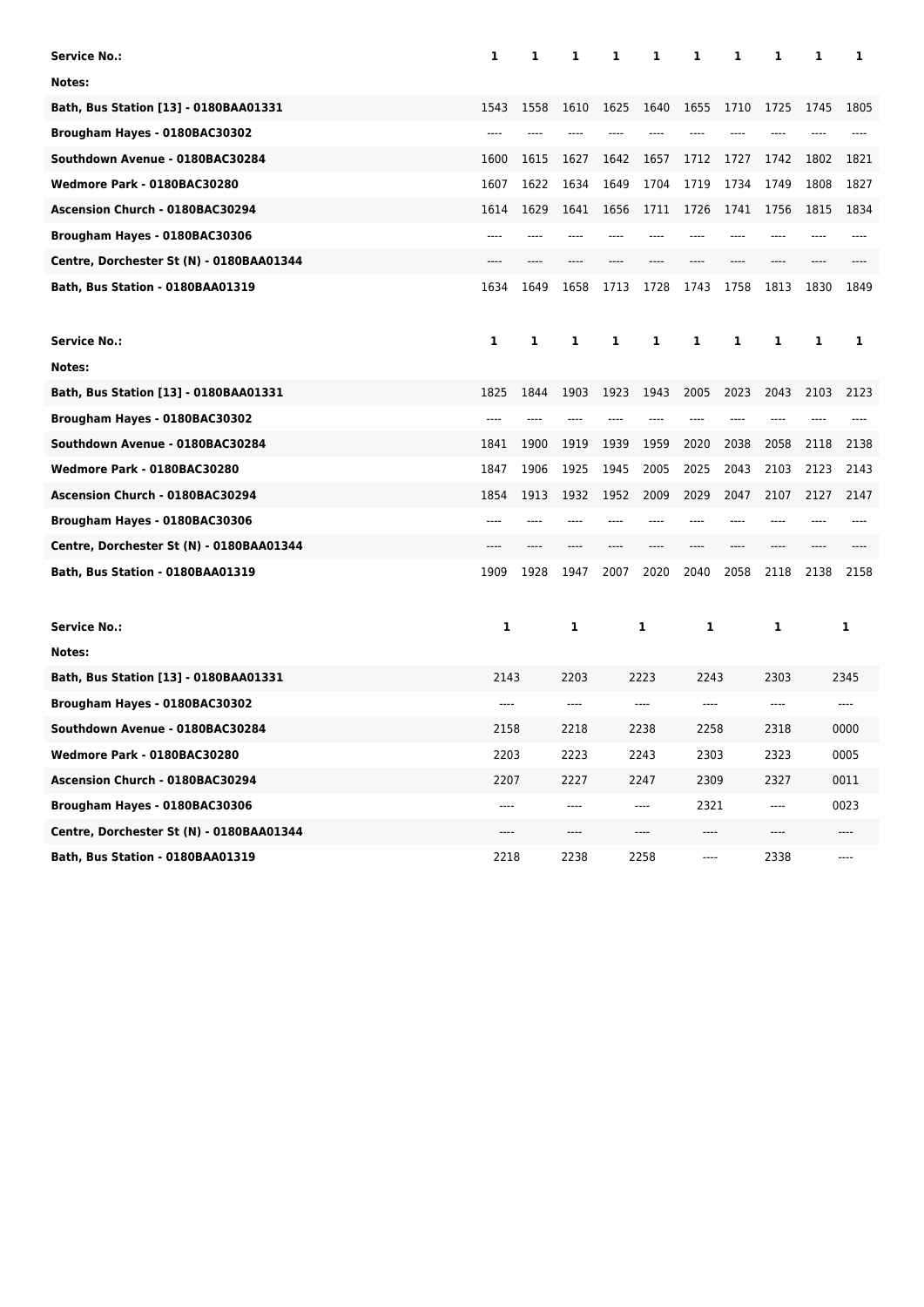| Service No.: | 1 | 1 | 1 | 1 | 1 | 1 | 1 | 1 | 1 | 1 |
|---|---|---|---|---|---|---|---|---|---|---|
| Notes: | | | | | | | | | | |
| Bath, Bus Station [13] - 0180BAA01331 | 1543 | 1558 | 1610 | 1625 | 1640 | 1655 | 1710 | 1725 | 1745 | 1805 |
| Brougham Hayes - 0180BAC30302 | ---- | ---- | ---- | ---- | ---- | ---- | ---- | ---- | ---- | ---- |
| Southdown Avenue - 0180BAC30284 | 1600 | 1615 | 1627 | 1642 | 1657 | 1712 | 1727 | 1742 | 1802 | 1821 |
| Wedmore Park - 0180BAC30280 | 1607 | 1622 | 1634 | 1649 | 1704 | 1719 | 1734 | 1749 | 1808 | 1827 |
| Ascension Church - 0180BAC30294 | 1614 | 1629 | 1641 | 1656 | 1711 | 1726 | 1741 | 1756 | 1815 | 1834 |
| Brougham Hayes - 0180BAC30306 | ---- | ---- | ---- | ---- | ---- | ---- | ---- | ---- | ---- | ---- |
| Centre, Dorchester St (N) - 0180BAA01344 | ---- | ---- | ---- | ---- | ---- | ---- | ---- | ---- | ---- | ---- |
| Bath, Bus Station - 0180BAA01319 | 1634 | 1649 | 1658 | 1713 | 1728 | 1743 | 1758 | 1813 | 1830 | 1849 |

| Service No.: | 1 | 1 | 1 | 1 | 1 | 1 | 1 | 1 | 1 | 1 |
|---|---|---|---|---|---|---|---|---|---|---|
| Notes: | | | | | | | | | | |
| Bath, Bus Station [13] - 0180BAA01331 | 1825 | 1844 | 1903 | 1923 | 1943 | 2005 | 2023 | 2043 | 2103 | 2123 |
| Brougham Hayes - 0180BAC30302 | ---- | ---- | ---- | ---- | ---- | ---- | ---- | ---- | ---- | ---- |
| Southdown Avenue - 0180BAC30284 | 1841 | 1900 | 1919 | 1939 | 1959 | 2020 | 2038 | 2058 | 2118 | 2138 |
| Wedmore Park - 0180BAC30280 | 1847 | 1906 | 1925 | 1945 | 2005 | 2025 | 2043 | 2103 | 2123 | 2143 |
| Ascension Church - 0180BAC30294 | 1854 | 1913 | 1932 | 1952 | 2009 | 2029 | 2047 | 2107 | 2127 | 2147 |
| Brougham Hayes - 0180BAC30306 | ---- | ---- | ---- | ---- | ---- | ---- | ---- | ---- | ---- | ---- |
| Centre, Dorchester St (N) - 0180BAA01344 | ---- | ---- | ---- | ---- | ---- | ---- | ---- | ---- | ---- | ---- |
| Bath, Bus Station - 0180BAA01319 | 1909 | 1928 | 1947 | 2007 | 2020 | 2040 | 2058 | 2118 | 2138 | 2158 |

| Service No.: | 1 | 1 | 1 | 1 | 1 | 1 |
|---|---|---|---|---|---|---|
| Notes: | | | | | | |
| Bath, Bus Station [13] - 0180BAA01331 | 2143 | 2203 | 2223 | 2243 | 2303 | 2345 |
| Brougham Hayes - 0180BAC30302 | ---- | ---- | ---- | ---- | ---- | ---- |
| Southdown Avenue - 0180BAC30284 | 2158 | 2218 | 2238 | 2258 | 2318 | 0000 |
| Wedmore Park - 0180BAC30280 | 2203 | 2223 | 2243 | 2303 | 2323 | 0005 |
| Ascension Church - 0180BAC30294 | 2207 | 2227 | 2247 | 2309 | 2327 | 0011 |
| Brougham Hayes - 0180BAC30306 | ---- | ---- | ---- | 2321 | ---- | 0023 |
| Centre, Dorchester St (N) - 0180BAA01344 | ---- | ---- | ---- | ---- | ---- | ---- |
| Bath, Bus Station - 0180BAA01319 | 2218 | 2238 | 2258 | ---- | 2338 | ---- |